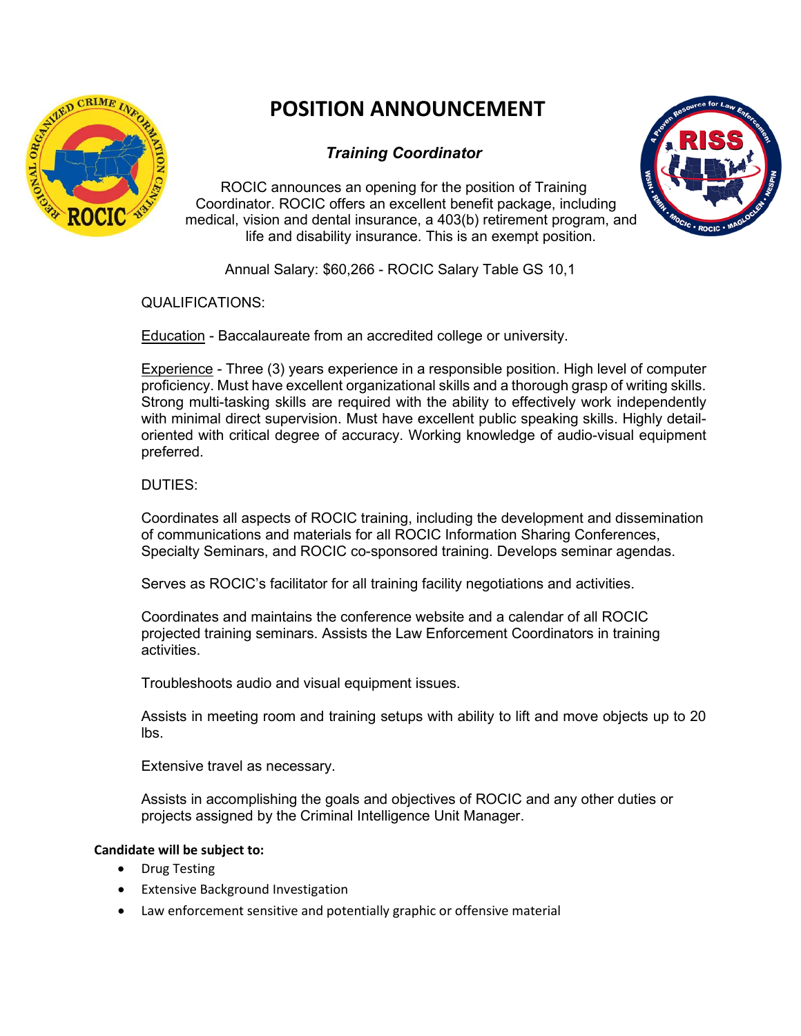# POSITION ANNOUNCEMENT

### *Training Coordinator*

ROCIC announces an opening for the position of Training Coordinator. ROCIC offers an excellent benefit package, including medical, vision and dental insurance, a 403(b) retirement program, and life and disability insurance. This is an exempt position.

Annual Salary: $60,266 - ROCIC Salary Table GS 10,1

QUALIFICATIONS:

Education - Baccalaureate from an accredited college or university.

Experience - Three (3) years experience in a responsible position. High level of computer proficiency. Must have excellent organizational skills and a thorough grasp of writing skills. Strong multi-tasking skills are required with the ability to effectively work independently with minimal direct supervision. Must have excellent public speaking skills. Highly detail-oriented with critical degree of accuracy. Working knowledge of audio-visual equipment preferred.

DUTIES:

Coordinates all aspects of ROCIC training, including the development and dissemination of communications and materials for all ROCIC Information Sharing Conferences, Specialty Seminars, and ROCIC co-sponsored training. Develops seminar agendas.

Serves as ROCIC's facilitator for all training facility negotiations and activities.

Coordinates and maintains the conference website and a calendar of all ROCIC projected training seminars. Assists the Law Enforcement Coordinators in training activities.

Troubleshoots audio and visual equipment issues.

Assists in meeting room and training setups with ability to lift and move objects up to 20 lbs.

Extensive travel as necessary.

Assists in accomplishing the goals and objectives of ROCIC and any other duties or projects assigned by the Criminal Intelligence Unit Manager.

**Candidate will be subject to:**

- Drug Testing
- Extensive Background Investigation
- Law enforcement sensitive and potentially graphic or offensive material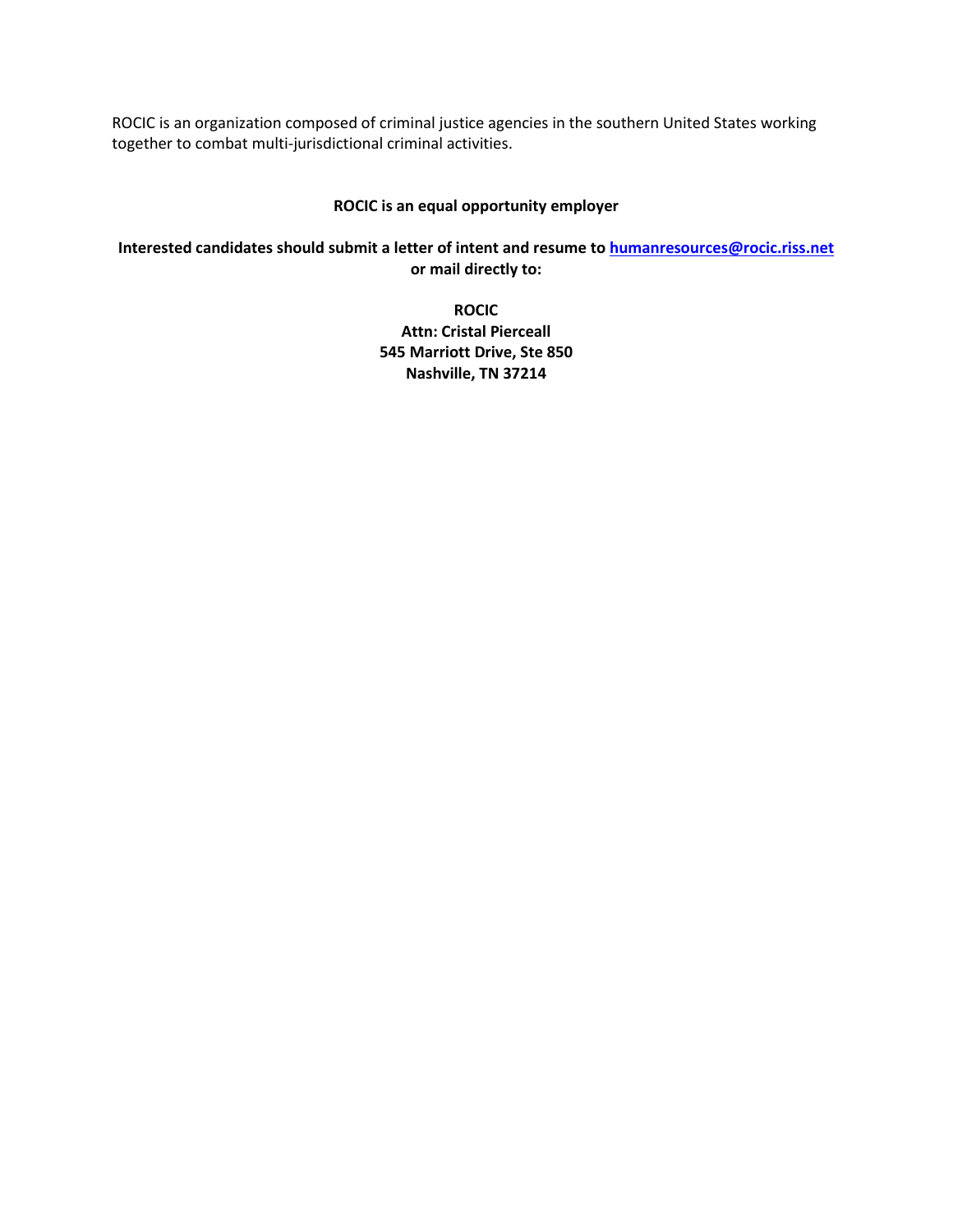ROCIC is an organization composed of criminal justice agencies in the southern United States working together to combat multi-jurisdictional criminal activities.

**ROCIC is an equal opportunity employer**

**Interested candidates should submit a letter of intent and resume to [humanresources@rocic.riss.net](mailto:humanresources@rocic.riss.net) or mail directly to:**

**ROCIC**
**Attn: Cristal Pierceall**
**545 Marriott Drive, Ste 850**
**Nashville, TN 37214**